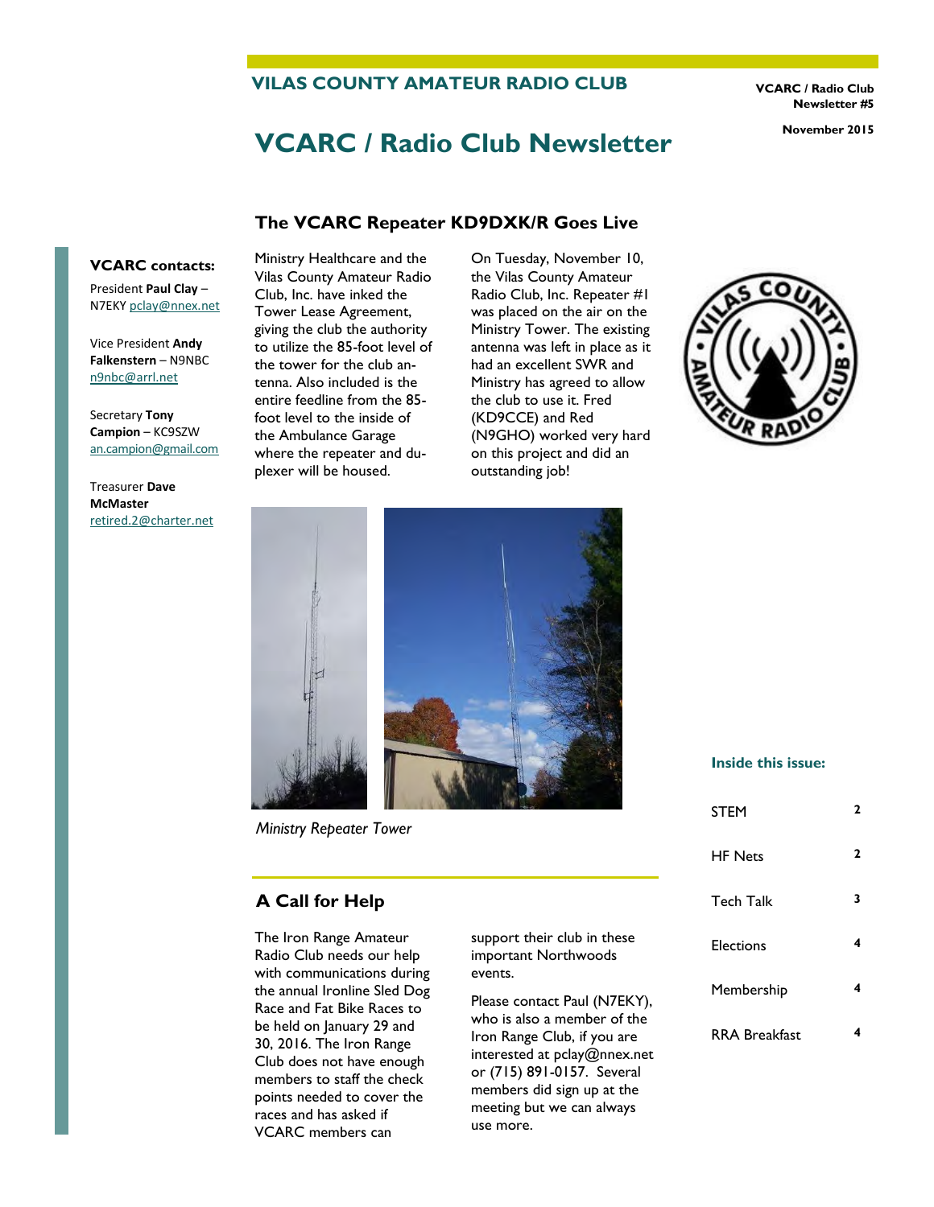## VILAS COUNTY AMATEUR RADIO CLUB

**VCARC / Radio Club Newsletter #5**

**November 2015**

# VCARC / Radio Club Newsletter

### VCARC contacts:

President **Paul Clay** – N7EKY pclay@nnex.net

Vice President **Andy Falkenstern** – N9NBC n9nbc@arrl.net

Secretary **Tony Campion** – KC9SZW an.campion@gmail.com

Treasurer **Dave McMaster** retired.2@charter.net

## The VCARC Repeater KD9DXK/R Goes Live

Ministry Healthcare and the Vilas County Amateur Radio Club, Inc. have inked the Tower Lease Agreement, giving the club the authority to utilize the 85-foot level of the tower for the club antenna. Also included is the entire feedline from the 85-foot level to the inside of the Ambulance Garage where the repeater and duplexer will be housed.

On Tuesday, November 10, the Vilas County Amateur Radio Club, Inc. Repeater #1 was placed on the air on the Ministry Tower. The existing antenna was left in place as it had an excellent SWR and Ministry has agreed to allow the club to use it. Fred (KD9CCE) and Red (N9GHO) worked very hard on this project and did an outstanding job!

*Ministry Repeater Tower*

## A Call for Help

The Iron Range Amateur Radio Club needs our help with communications during the annual Ironline Sled Dog Race and Fat Bike Races to be held on January 29 and 30, 2016. The Iron Range Club does not have enough members to staff the check points needed to cover the races and has asked if VCARC members can support their club in these important Northwoods events.

Please contact Paul (N7EKY), who is also a member of the Iron Range Club, if you are interested at pclay@nnex.net or (715) 891-0157. Several members did sign up at the meeting but we can always use more.

### Inside this issue:

| | |
|---|---|
| STEM | 2 |
| HF Nets | 2 |
| Tech Talk | 3 |
| Elections | 4 |
| Membership | 4 |
| RRA Breakfast | 4 |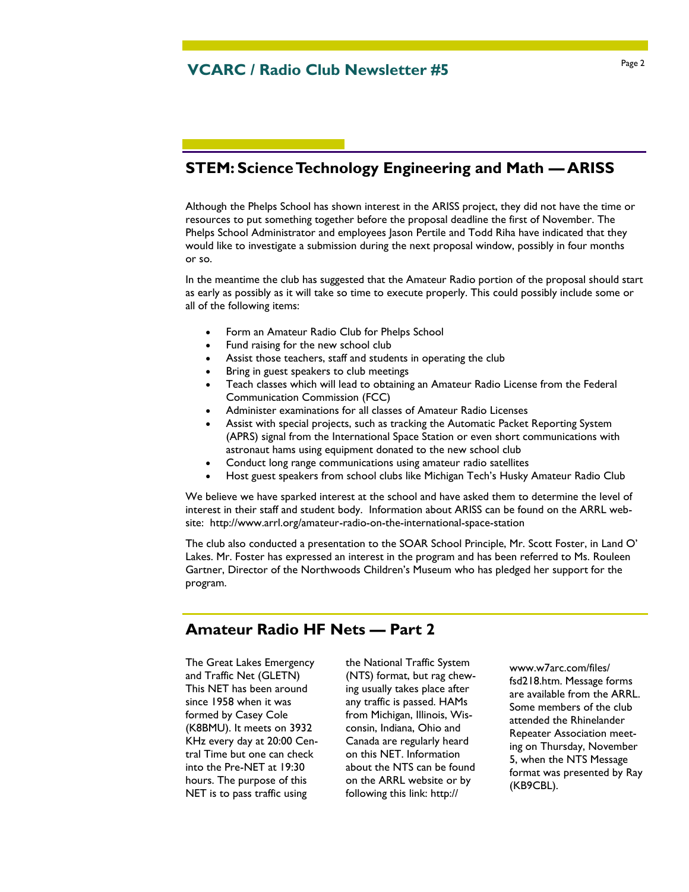## STEM: Science Technology Engineering and Math — ARISS

Although the Phelps School has shown interest in the ARISS project, they did not have the time or resources to put something together before the proposal deadline the first of November. The Phelps School Administrator and employees Jason Pertile and Todd Riha have indicated that they would like to investigate a submission during the next proposal window, possibly in four months or so.

In the meantime the club has suggested that the Amateur Radio portion of the proposal should start as early as possibly as it will take so time to execute properly. This could possibly include some or all of the following items:

- Form an Amateur Radio Club for Phelps School
- Fund raising for the new school club
- Assist those teachers, staff and students in operating the club
- Bring in guest speakers to club meetings
- Teach classes which will lead to obtaining an Amateur Radio License from the Federal Communication Commission (FCC)
- Administer examinations for all classes of Amateur Radio Licenses
- Assist with special projects, such as tracking the Automatic Packet Reporting System (APRS) signal from the International Space Station or even short communications with astronaut hams using equipment donated to the new school club
- Conduct long range communications using amateur radio satellites
- Host guest speakers from school clubs like Michigan Tech's Husky Amateur Radio Club

We believe we have sparked interest at the school and have asked them to determine the level of interest in their staff and student body. Information about ARISS can be found on the ARRL web-site: http://www.arrl.org/amateur-radio-on-the-international-space-station

The club also conducted a presentation to the SOAR School Principle, Mr. Scott Foster, in Land O' Lakes. Mr. Foster has expressed an interest in the program and has been referred to Ms. Rouleen Gartner, Director of the Northwoods Children's Museum who has pledged her support for the program.

## Amateur Radio HF Nets — Part 2

The Great Lakes Emergency and Traffic Net (GLETN) This NET has been around since 1958 when it was formed by Casey Cole (K8BMU). It meets on 3932 KHz every day at 20:00 Central Time but one can check into the Pre-NET at 19:30 hours. The purpose of this NET is to pass traffic using the National Traffic System (NTS) format, but rag chewing usually takes place after any traffic is passed. HAMs from Michigan, Illinois, Wisconsin, Indiana, Ohio and Canada are regularly heard on this NET. Information about the NTS can be found on the ARRL website or by following this link: http://www.w7arc.com/files/fsd218.htm. Message forms are available from the ARRL. Some members of the club attended the Rhinelander Repeater Association meeting on Thursday, November 5, when the NTS Message format was presented by Ray (KB9CBL).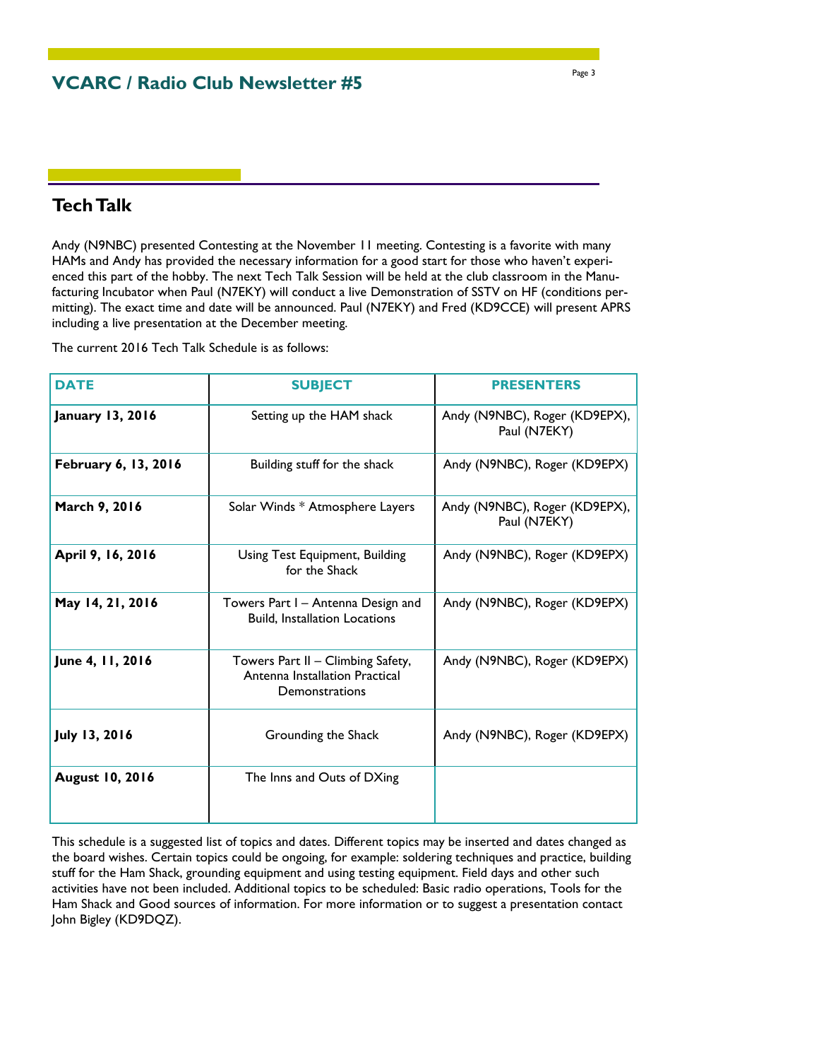## Tech Talk

Andy (N9NBC) presented Contesting at the November 11 meeting. Contesting is a favorite with many HAMs and Andy has provided the necessary information for a good start for those who haven't experienced this part of the hobby. The next Tech Talk Session will be held at the club classroom in the Manufacturing Incubator when Paul (N7EKY) will conduct a live Demonstration of SSTV on HF (conditions permitting). The exact time and date will be announced. Paul (N7EKY) and Fred (KD9CCE) will present APRS including a live presentation at the December meeting.

The current 2016 Tech Talk Schedule is as follows:

| DATE | SUBJECT | PRESENTERS |
|---|---|---|
| **January 13, 2016** | Setting up the HAM shack | Andy (N9NBC), Roger (KD9EPX), Paul (N7EKY) |
| **February 6, 13, 2016** | Building stuff for the shack | Andy (N9NBC), Roger (KD9EPX) |
| **March 9, 2016** | Solar Winds * Atmosphere Layers | Andy (N9NBC), Roger (KD9EPX), Paul (N7EKY) |
| **April 9, 16, 2016** | Using Test Equipment, Building for the Shack | Andy (N9NBC), Roger (KD9EPX) |
| **May 14, 21, 2016** | Towers Part I – Antenna Design and Build, Installation Locations | Andy (N9NBC), Roger (KD9EPX) |
| **June 4, 11, 2016** | Towers Part II – Climbing Safety, Antenna Installation Practical Demonstrations | Andy (N9NBC), Roger (KD9EPX) |
| **July 13, 2016** | Grounding the Shack | Andy (N9NBC), Roger (KD9EPX) |
| **August 10, 2016** | The Inns and Outs of DXing | |

This schedule is a suggested list of topics and dates. Different topics may be inserted and dates changed as the board wishes. Certain topics could be ongoing, for example: soldering techniques and practice, building stuff for the Ham Shack, grounding equipment and using testing equipment. Field days and other such activities have not been included. Additional topics to be scheduled: Basic radio operations, Tools for the Ham Shack and Good sources of information. For more information or to suggest a presentation contact John Bigley (KD9DQZ).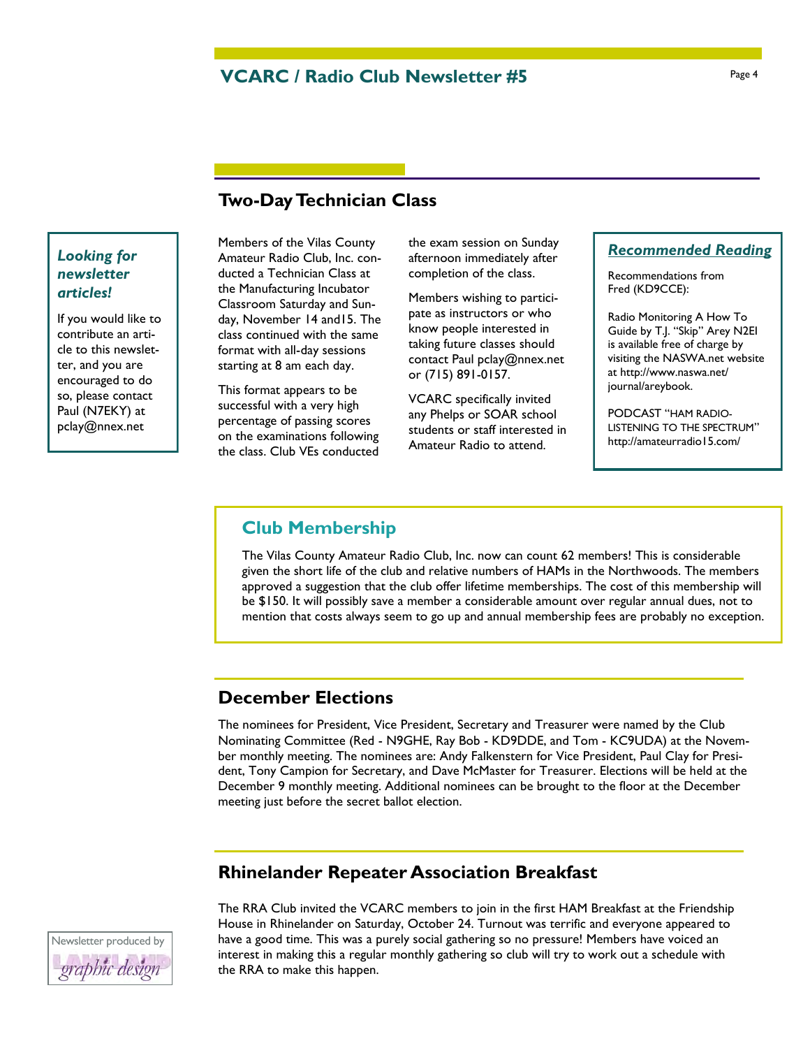## Two-Day Technician Class

Members of the Vilas County Amateur Radio Club, Inc. conducted a Technician Class at the Manufacturing Incubator Classroom Saturday and Sunday, November 14 and15. The class continued with the same format with all-day sessions starting at 8 am each day.

This format appears to be successful with a very high percentage of passing scores on the examinations following the class. Club VEs conducted the exam session on Sunday afternoon immediately after completion of the class.

Members wishing to participate as instructors or who know people interested in taking future classes should contact Paul pclay@nnex.net or (715) 891-0157.

VCARC specifically invited any Phelps or SOAR school students or staff interested in Amateur Radio to attend.

### *Looking for newsletter articles!*

If you would like to contribute an article to this newsletter, and you are encouraged to do so, please contact Paul (N7EKY) at pclay@nnex.net

### *Recommended Reading*

Recommendations from Fred (KD9CCE):

Radio Monitoring A How To Guide by T.J. "Skip" Arey N2EI is available free of charge by visiting the NASWA.net website at http://www.naswa.net/journal/areybook.

PODCAST "HAM RADIO-LISTENING TO THE SPECTRUM" http://amateurradio15.com/

## Club Membership

The Vilas County Amateur Radio Club, Inc. now can count 62 members! This is considerable given the short life of the club and relative numbers of HAMs in the Northwoods. The members approved a suggestion that the club offer lifetime memberships. The cost of this membership will be $150. It will possibly save a member a considerable amount over regular annual dues, not to mention that costs always seem to go up and annual membership fees are probably no exception.

## December Elections

The nominees for President, Vice President, Secretary and Treasurer were named by the Club Nominating Committee (Red - N9GHE, Ray Bob - KD9DDE, and Tom - KC9UDA) at the November monthly meeting. The nominees are: Andy Falkenstern for Vice President, Paul Clay for President, Tony Campion for Secretary, and Dave McMaster for Treasurer. Elections will be held at the December 9 monthly meeting. Additional nominees can be brought to the floor at the December meeting just before the secret ballot election.

## Rhinelander Repeater Association Breakfast

The RRA Club invited the VCARC members to join in the first HAM Breakfast at the Friendship House in Rhinelander on Saturday, October 24. Turnout was terrific and everyone appeared to have a good time. This was a purely social gathering so no pressure! Members have voiced an interest in making this a regular monthly gathering so club will try to work out a schedule with the RRA to make this happen.

Newsletter produced by Lakeland graphic design